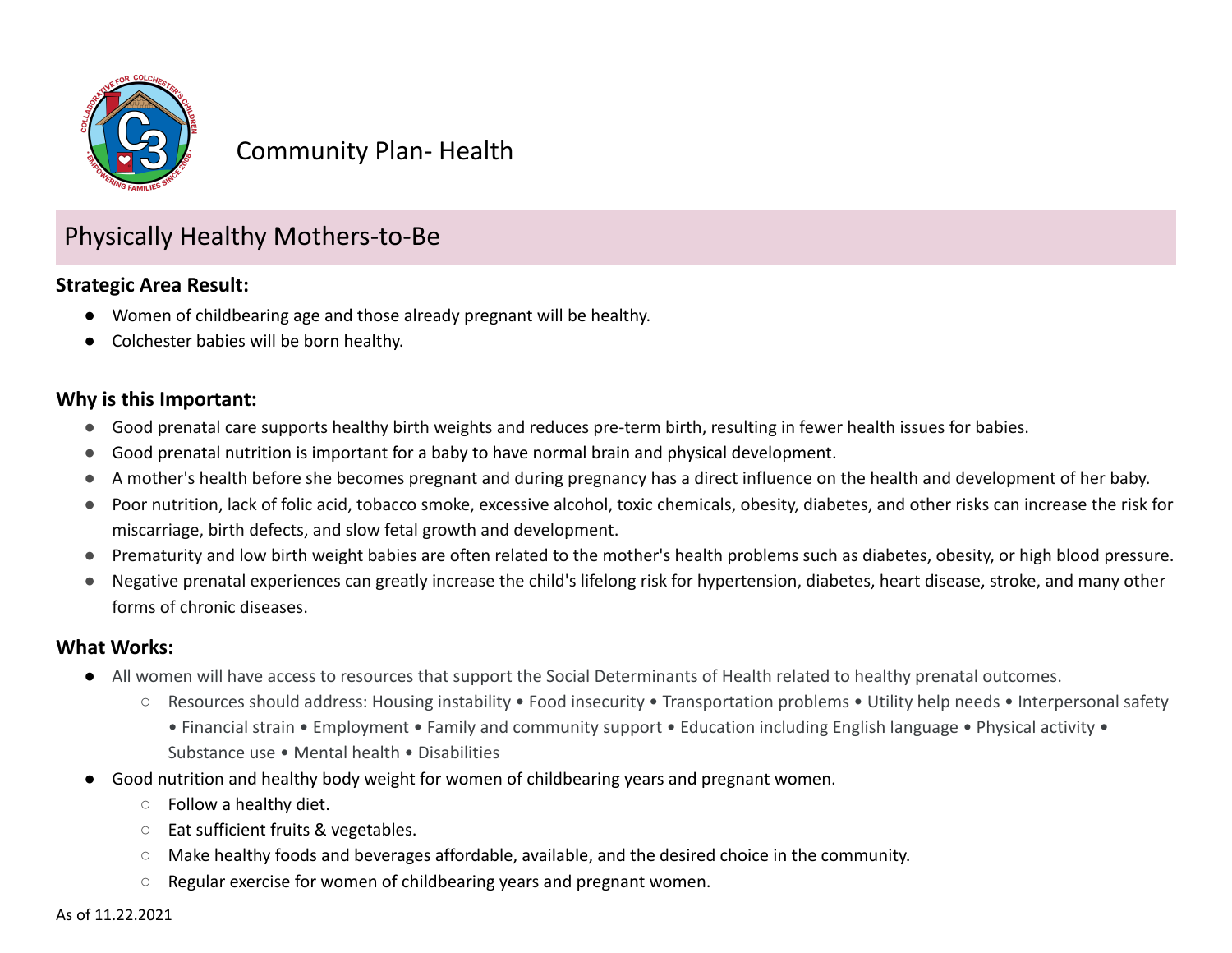# Community Plan- Health

## Physically Healthy Mothers-to-Be

**Strategic Area Result:**

- Women of childbearing age and those already pregnant will be healthy.
- Colchester babies will be born healthy.

**Why is this Important:**

- Good prenatal care supports healthy birth weights and reduces pre-term birth, resulting in fewer health issues for babies.
- Good prenatal nutrition is important for a baby to have normal brain and physical development.
- A mother's health before she becomes pregnant and during pregnancy has a direct influence on the health and development of her baby.
- Poor nutrition, lack of folic acid, tobacco smoke, excessive alcohol, toxic chemicals, obesity, diabetes, and other risks can increase the risk for miscarriage, birth defects, and slow fetal growth and development.
- Prematurity and low birth weight babies are often related to the mother's health problems such as diabetes, obesity, or high blood pressure.
- Negative prenatal experiences can greatly increase the child's lifelong risk for hypertension, diabetes, heart disease, stroke, and many other forms of chronic diseases.

**What Works:**

- All women will have access to resources that support the Social Determinants of Health related to healthy prenatal outcomes.
  - Resources should address: Housing instability • Food insecurity • Transportation problems • Utility help needs • Interpersonal safety • Financial strain • Employment • Family and community support • Education including English language • Physical activity • Substance use • Mental health • Disabilities
- Good nutrition and healthy body weight for women of childbearing years and pregnant women.
  - Follow a healthy diet.
  - Eat sufficient fruits & vegetables.
  - Make healthy foods and beverages affordable, available, and the desired choice in the community.
  - Regular exercise for women of childbearing years and pregnant women.

As of 11.22.2021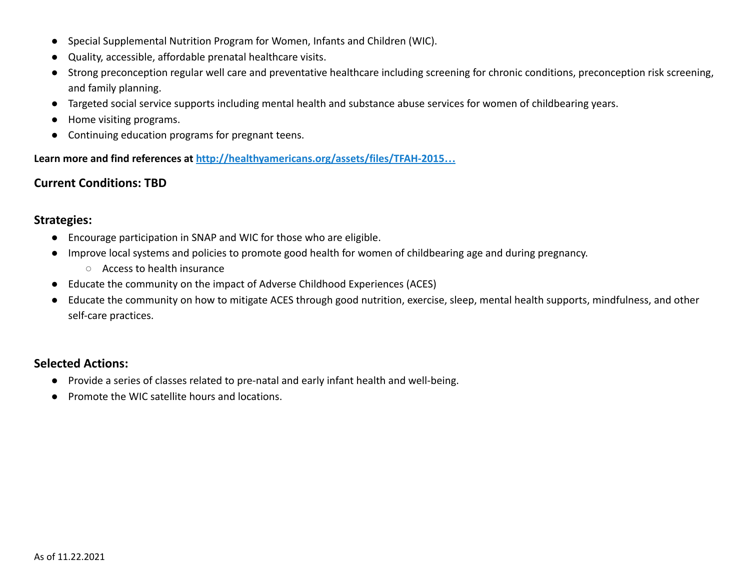- Special Supplemental Nutrition Program for Women, Infants and Children (WIC).
- Quality, accessible, affordable prenatal healthcare visits.
- Strong preconception regular well care and preventative healthcare including screening for chronic conditions, preconception risk screening, and family planning.
- Targeted social service supports including mental health and substance abuse services for women of childbearing years.
- Home visiting programs.
- Continuing education programs for pregnant teens.

**Learn more and find references at [http://healthyamericans.org/assets/files/TFAH-2015…](http://healthyamericans.org/assets/files/TFAH-2015…)**

### Current Conditions: TBD

### Strategies:

- Encourage participation in SNAP and WIC for those who are eligible.
- Improve local systems and policies to promote good health for women of childbearing age and during pregnancy.
  - Access to health insurance
- Educate the community on the impact of Adverse Childhood Experiences (ACES)
- Educate the community on how to mitigate ACES through good nutrition, exercise, sleep, mental health supports, mindfulness, and other self-care practices.

### Selected Actions:

- Provide a series of classes related to pre-natal and early infant health and well-being.
- Promote the WIC satellite hours and locations.

As of 11.22.2021